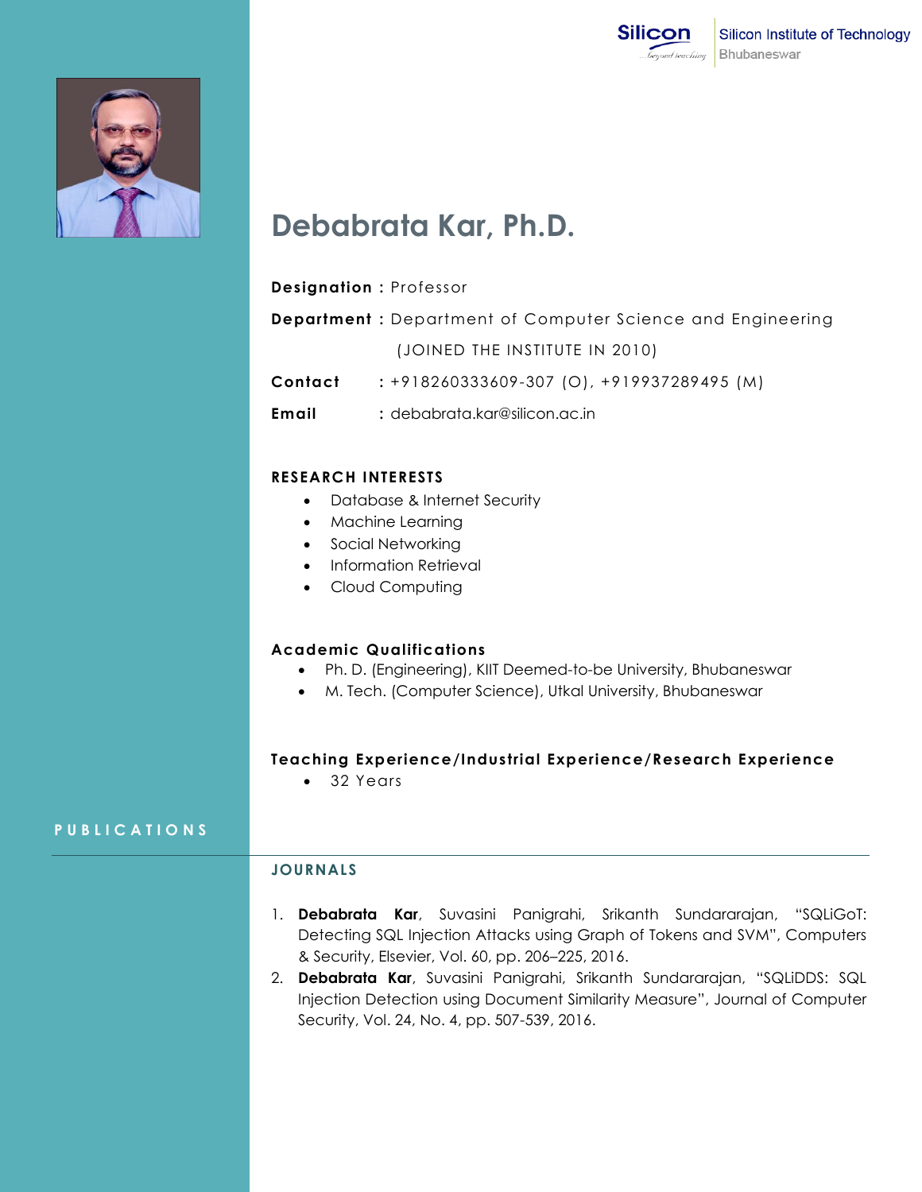Silicon Institute of Technology
Bhubaneswar

# Debabrata Kar, Ph.D.

**Designation :** Professor

**Department :** Department of Computer Science and Engineering

(JOINED THE INSTITUTE IN 2010)

**Contact :** +918260333609-307 (O), +919937289495 (M)

**Email :** debabrata.kar@silicon.ac.in

## RESEARCH INTERESTS

- Database & Internet Security
- Machine Learning
- Social Networking
- Information Retrieval
- Cloud Computing

## Academic Qualifications

- Ph. D. (Engineering), KIIT Deemed-to-be University, Bhubaneswar
- M. Tech. (Computer Science), Utkal University, Bhubaneswar

## Teaching Experience/Industrial Experience/Research Experience

- 32 Years

## PUBLICATIONS

### JOURNALS

1. **Debabrata Kar**, Suvasini Panigrahi, Srikanth Sundararajan, "SQLiGoT: Detecting SQL Injection Attacks using Graph of Tokens and SVM", Computers & Security, Elsevier, Vol. 60, pp. 206–225, 2016.
2. **Debabrata Kar**, Suvasini Panigrahi, Srikanth Sundararajan, "SQLiDDS: SQL Injection Detection using Document Similarity Measure", Journal of Computer Security, Vol. 24, No. 4, pp. 507-539, 2016.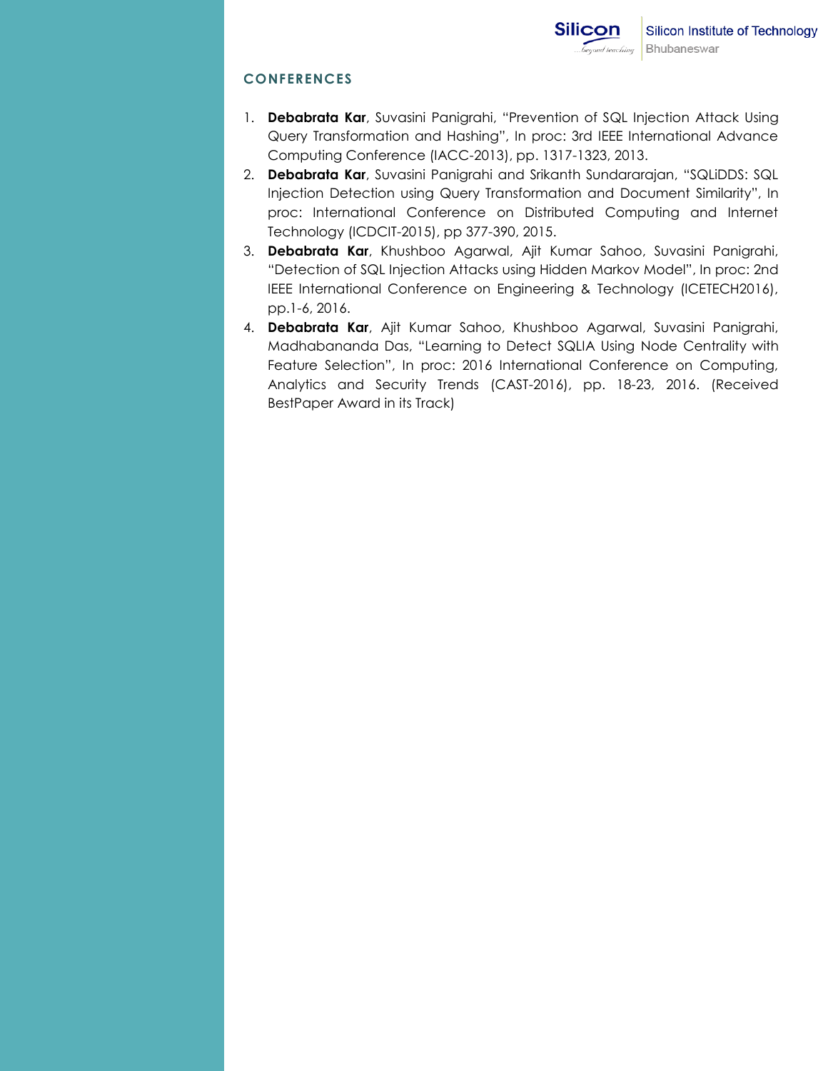## CONFERENCES

1. **Debabrata Kar**, Suvasini Panigrahi, "Prevention of SQL Injection Attack Using Query Transformation and Hashing", In proc: 3rd IEEE International Advance Computing Conference (IACC-2013), pp. 1317-1323, 2013.
2. **Debabrata Kar**, Suvasini Panigrahi and Srikanth Sundararajan, "SQLiDDS: SQL Injection Detection using Query Transformation and Document Similarity", In proc: International Conference on Distributed Computing and Internet Technology (ICDCIT-2015), pp 377-390, 2015.
3. **Debabrata Kar**, Khushboo Agarwal, Ajit Kumar Sahoo, Suvasini Panigrahi, "Detection of SQL Injection Attacks using Hidden Markov Model", In proc: 2nd IEEE International Conference on Engineering & Technology (ICETECH2016), pp.1-6, 2016.
4. **Debabrata Kar**, Ajit Kumar Sahoo, Khushboo Agarwal, Suvasini Panigrahi, Madhabananda Das, "Learning to Detect SQLIA Using Node Centrality with Feature Selection", In proc: 2016 International Conference on Computing, Analytics and Security Trends (CAST-2016), pp. 18-23, 2016. (Received BestPaper Award in its Track)